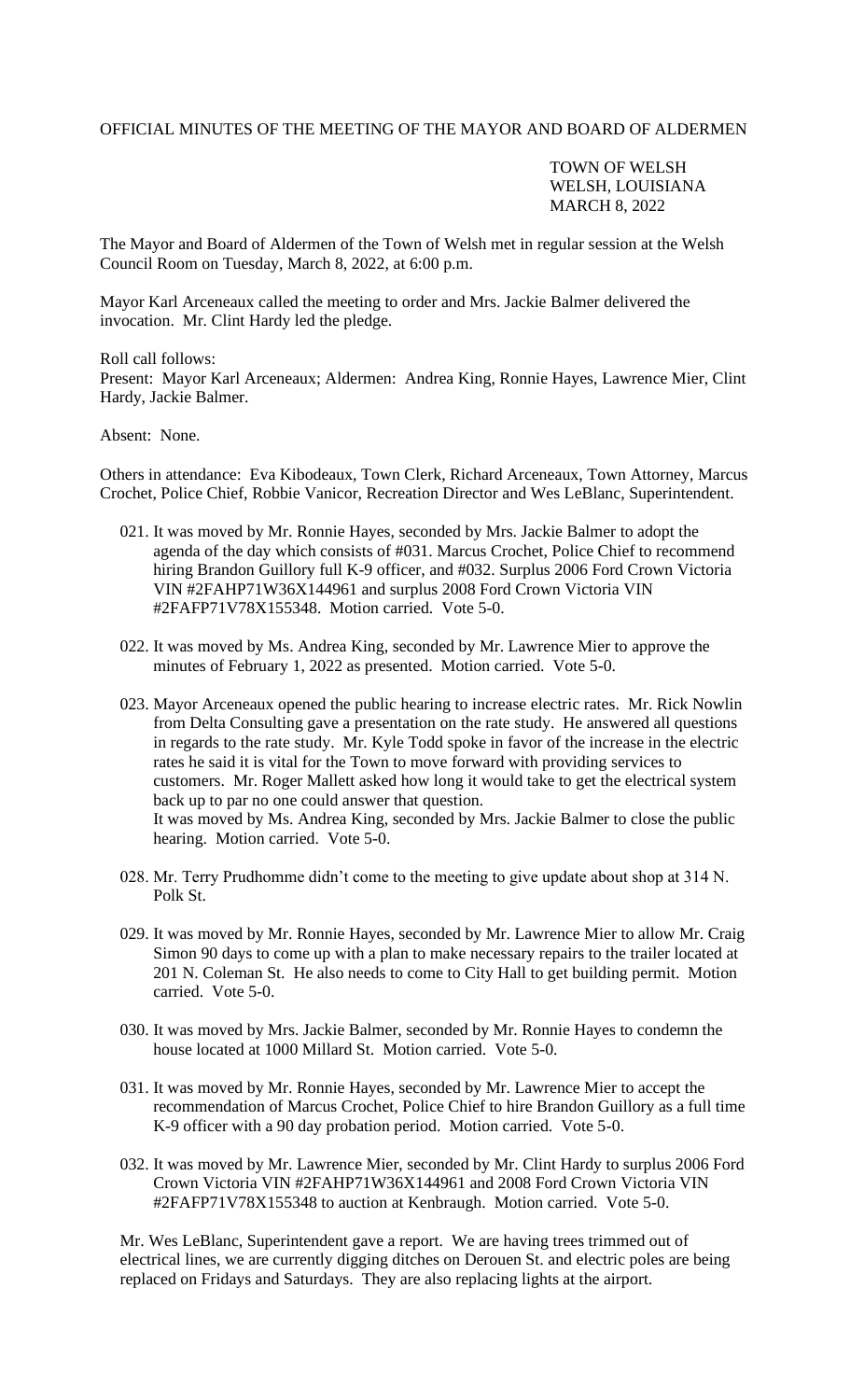OFFICIAL MINUTES OF THE MEETING OF THE MAYOR AND BOARD OF ALDERMEN

TOWN OF WELSH
WELSH, LOUISIANA
MARCH 8, 2022

The Mayor and Board of Aldermen of the Town of Welsh met in regular session at the Welsh Council Room on Tuesday, March 8, 2022, at 6:00 p.m.

Mayor Karl Arceneaux called the meeting to order and Mrs. Jackie Balmer delivered the invocation. Mr. Clint Hardy led the pledge.

Roll call follows:
Present: Mayor Karl Arceneaux; Aldermen: Andrea King, Ronnie Hayes, Lawrence Mier, Clint Hardy, Jackie Balmer.

Absent: None.

Others in attendance: Eva Kibodeaux, Town Clerk, Richard Arceneaux, Town Attorney, Marcus Crochet, Police Chief, Robbie Vanicor, Recreation Director and Wes LeBlanc, Superintendent.

021. It was moved by Mr. Ronnie Hayes, seconded by Mrs. Jackie Balmer to adopt the agenda of the day which consists of #031. Marcus Crochet, Police Chief to recommend hiring Brandon Guillory full K-9 officer, and #032. Surplus 2006 Ford Crown Victoria VIN #2FAHP71W36X144961 and surplus 2008 Ford Crown Victoria VIN #2FAFP71V78X155348. Motion carried. Vote 5-0.

022. It was moved by Ms. Andrea King, seconded by Mr. Lawrence Mier to approve the minutes of February 1, 2022 as presented. Motion carried. Vote 5-0.

023. Mayor Arceneaux opened the public hearing to increase electric rates. Mr. Rick Nowlin from Delta Consulting gave a presentation on the rate study. He answered all questions in regards to the rate study. Mr. Kyle Todd spoke in favor of the increase in the electric rates he said it is vital for the Town to move forward with providing services to customers. Mr. Roger Mallett asked how long it would take to get the electrical system back up to par no one could answer that question.
It was moved by Ms. Andrea King, seconded by Mrs. Jackie Balmer to close the public hearing. Motion carried. Vote 5-0.

028. Mr. Terry Prudhomme didn't come to the meeting to give update about shop at 314 N. Polk St.

029. It was moved by Mr. Ronnie Hayes, seconded by Mr. Lawrence Mier to allow Mr. Craig Simon 90 days to come up with a plan to make necessary repairs to the trailer located at 201 N. Coleman St. He also needs to come to City Hall to get building permit. Motion carried. Vote 5-0.

030. It was moved by Mrs. Jackie Balmer, seconded by Mr. Ronnie Hayes to condemn the house located at 1000 Millard St. Motion carried. Vote 5-0.

031. It was moved by Mr. Ronnie Hayes, seconded by Mr. Lawrence Mier to accept the recommendation of Marcus Crochet, Police Chief to hire Brandon Guillory as a full time K-9 officer with a 90 day probation period. Motion carried. Vote 5-0.

032. It was moved by Mr. Lawrence Mier, seconded by Mr. Clint Hardy to surplus 2006 Ford Crown Victoria VIN #2FAHP71W36X144961 and 2008 Ford Crown Victoria VIN #2FAFP71V78X155348 to auction at Kenbraugh. Motion carried. Vote 5-0.

Mr. Wes LeBlanc, Superintendent gave a report. We are having trees trimmed out of electrical lines, we are currently digging ditches on Derouen St. and electric poles are being replaced on Fridays and Saturdays. They are also replacing lights at the airport.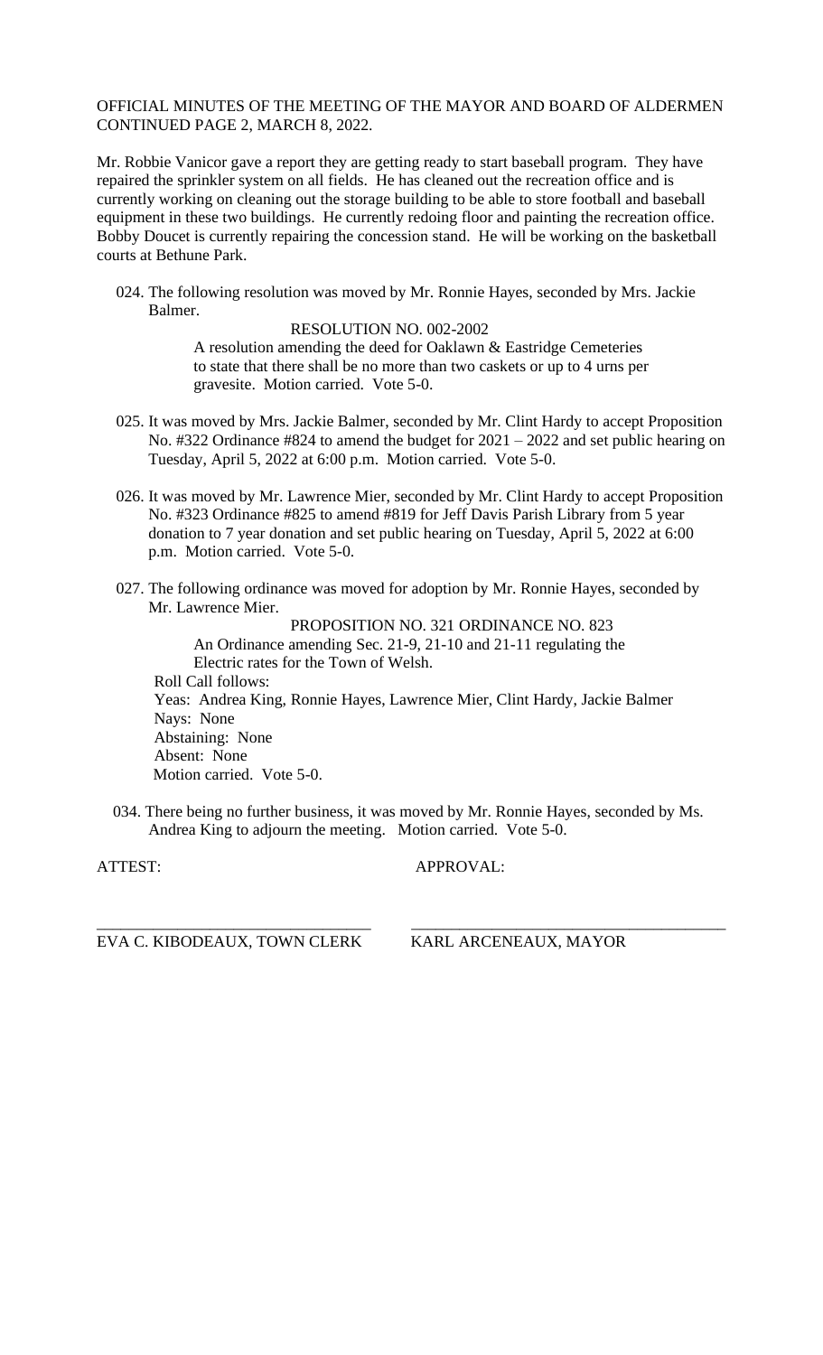OFFICIAL MINUTES OF THE MEETING OF THE MAYOR AND BOARD OF ALDERMEN CONTINUED PAGE 2, MARCH 8, 2022.

Mr. Robbie Vanicor gave a report they are getting ready to start baseball program. They have repaired the sprinkler system on all fields. He has cleaned out the recreation office and is currently working on cleaning out the storage building to be able to store football and baseball equipment in these two buildings. He currently redoing floor and painting the recreation office. Bobby Doucet is currently repairing the concession stand. He will be working on the basketball courts at Bethune Park.

024. The following resolution was moved by Mr. Ronnie Hayes, seconded by Mrs. Jackie Balmer.

RESOLUTION NO. 002-2002

A resolution amending the deed for Oaklawn & Eastridge Cemeteries to state that there shall be no more than two caskets or up to 4 urns per gravesite. Motion carried. Vote 5-0.

025. It was moved by Mrs. Jackie Balmer, seconded by Mr. Clint Hardy to accept Proposition No. #322 Ordinance #824 to amend the budget for 2021 – 2022 and set public hearing on Tuesday, April 5, 2022 at 6:00 p.m. Motion carried. Vote 5-0.

026. It was moved by Mr. Lawrence Mier, seconded by Mr. Clint Hardy to accept Proposition No. #323 Ordinance #825 to amend #819 for Jeff Davis Parish Library from 5 year donation to 7 year donation and set public hearing on Tuesday, April 5, 2022 at 6:00 p.m. Motion carried. Vote 5-0.

027. The following ordinance was moved for adoption by Mr. Ronnie Hayes, seconded by Mr. Lawrence Mier.

PROPOSITION NO. 321 ORDINANCE NO. 823

An Ordinance amending Sec. 21-9, 21-10 and 21-11 regulating the Electric rates for the Town of Welsh.

Roll Call follows:
Yeas: Andrea King, Ronnie Hayes, Lawrence Mier, Clint Hardy, Jackie Balmer
Nays: None
Abstaining: None
Absent: None
Motion carried. Vote 5-0.

034. There being no further business, it was moved by Mr. Ronnie Hayes, seconded by Ms. Andrea King to adjourn the meeting. Motion carried. Vote 5-0.

ATTEST: APPROVAL:

\_\_\_\_\_\_\_\_\_\_\_\_\_\_\_\_\_\_\_\_\_\_\_\_\_\_\_\_\_\_\_\_\_\_ \_\_\_\_\_\_\_\_\_\_\_\_\_\_\_\_\_\_\_\_\_\_\_\_\_\_\_\_\_\_\_\_\_\_\_\_\_\_

EVA C. KIBODEAUX, TOWN CLERK KARL ARCENEAUX, MAYOR